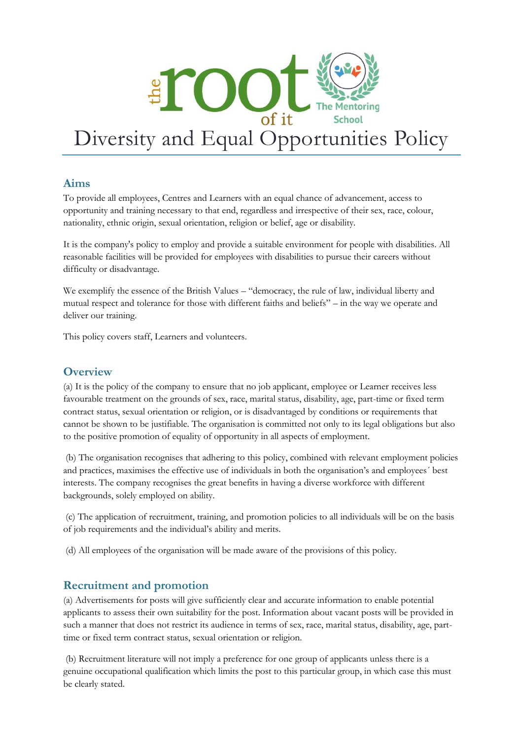# Diversity and Equal Opportunities Policy

## Aims

To provide all employees, Centres and Learners with an equal chance of advancement, access to opportunity and training necessary to that end, regardless and irrespective of their sex, race, colour, nationality, ethnic origin, sexual orientation, religion or belief, age or disability.

It is the company's policy to employ and provide a suitable environment for people with disabilities. All reasonable facilities will be provided for employees with disabilities to pursue their careers without difficulty or disadvantage.

We exemplify the essence of the British Values – "democracy, the rule of law, individual liberty and mutual respect and tolerance for those with different faiths and beliefs" – in the way we operate and deliver our training.

This policy covers staff, Learners and volunteers.

## Overview

(a) It is the policy of the company to ensure that no job applicant, employee or Learner receives less favourable treatment on the grounds of sex, race, marital status, disability, age, part-time or fixed term contract status, sexual orientation or religion, or is disadvantaged by conditions or requirements that cannot be shown to be justifiable. The organisation is committed not only to its legal obligations but also to the positive promotion of equality of opportunity in all aspects of employment.

(b) The organisation recognises that adhering to this policy, combined with relevant employment policies and practices, maximises the effective use of individuals in both the organisation's and employees´ best interests. The company recognises the great benefits in having a diverse workforce with different backgrounds, solely employed on ability.

(c) The application of recruitment, training, and promotion policies to all individuals will be on the basis of job requirements and the individual's ability and merits.

(d) All employees of the organisation will be made aware of the provisions of this policy.

## Recruitment and promotion

(a) Advertisements for posts will give sufficiently clear and accurate information to enable potential applicants to assess their own suitability for the post. Information about vacant posts will be provided in such a manner that does not restrict its audience in terms of sex, race, marital status, disability, age, part-time or fixed term contract status, sexual orientation or religion.

(b) Recruitment literature will not imply a preference for one group of applicants unless there is a genuine occupational qualification which limits the post to this particular group, in which case this must be clearly stated.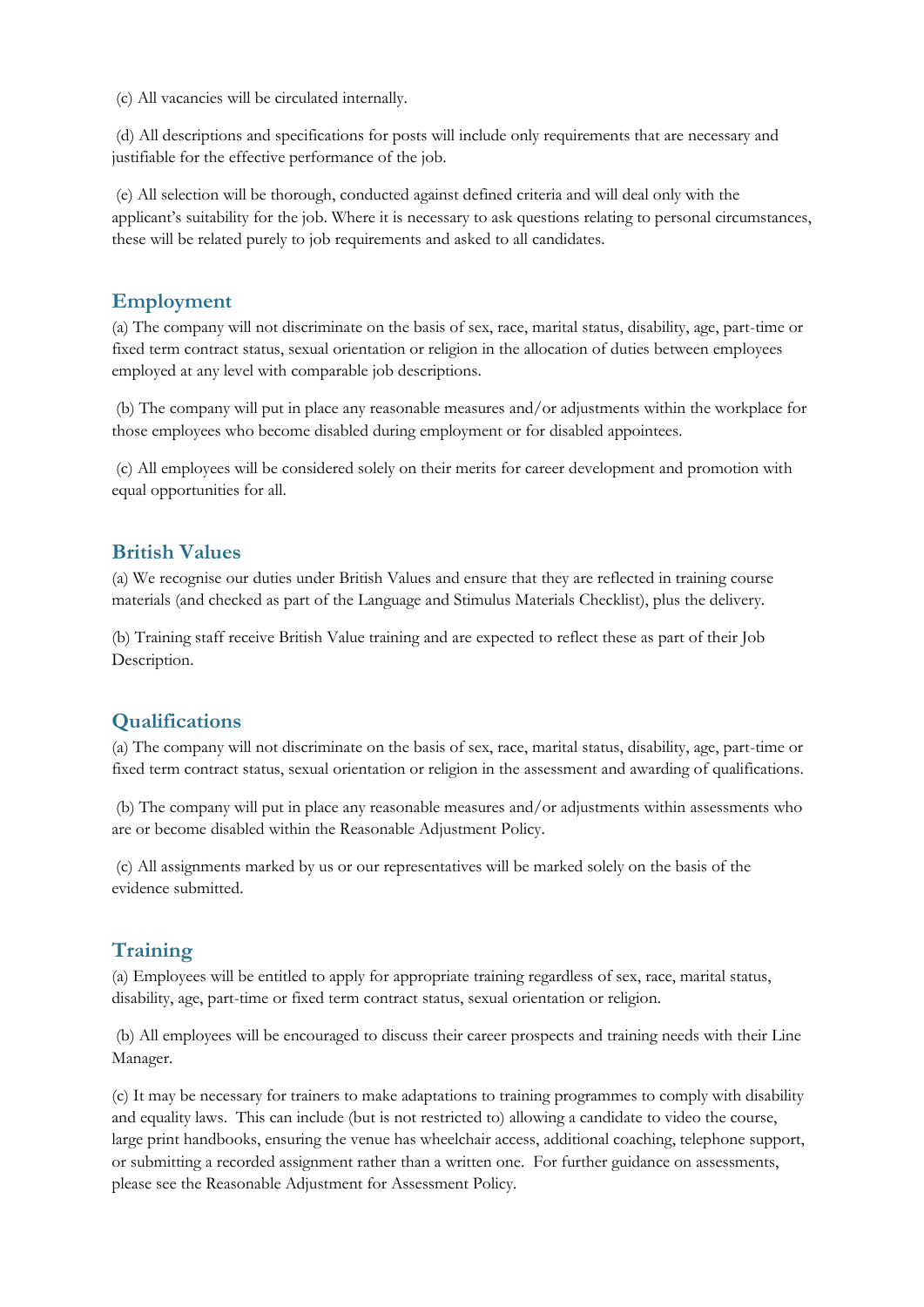(c) All vacancies will be circulated internally.

(d) All descriptions and specifications for posts will include only requirements that are necessary and justifiable for the effective performance of the job.

(e) All selection will be thorough, conducted against defined criteria and will deal only with the applicant's suitability for the job. Where it is necessary to ask questions relating to personal circumstances, these will be related purely to job requirements and asked to all candidates.

## Employment

(a) The company will not discriminate on the basis of sex, race, marital status, disability, age, part-time or fixed term contract status, sexual orientation or religion in the allocation of duties between employees employed at any level with comparable job descriptions.

(b) The company will put in place any reasonable measures and/or adjustments within the workplace for those employees who become disabled during employment or for disabled appointees.

(c) All employees will be considered solely on their merits for career development and promotion with equal opportunities for all.

## British Values

(a) We recognise our duties under British Values and ensure that they are reflected in training course materials (and checked as part of the Language and Stimulus Materials Checklist), plus the delivery.

(b) Training staff receive British Value training and are expected to reflect these as part of their Job Description.

## Qualifications

(a) The company will not discriminate on the basis of sex, race, marital status, disability, age, part-time or fixed term contract status, sexual orientation or religion in the assessment and awarding of qualifications.

(b) The company will put in place any reasonable measures and/or adjustments within assessments who are or become disabled within the Reasonable Adjustment Policy.

(c) All assignments marked by us or our representatives will be marked solely on the basis of the evidence submitted.

## Training

(a) Employees will be entitled to apply for appropriate training regardless of sex, race, marital status, disability, age, part-time or fixed term contract status, sexual orientation or religion.

(b) All employees will be encouraged to discuss their career prospects and training needs with their Line Manager.

(c) It may be necessary for trainers to make adaptations to training programmes to comply with disability and equality laws. This can include (but is not restricted to) allowing a candidate to video the course, large print handbooks, ensuring the venue has wheelchair access, additional coaching, telephone support, or submitting a recorded assignment rather than a written one. For further guidance on assessments, please see the Reasonable Adjustment for Assessment Policy.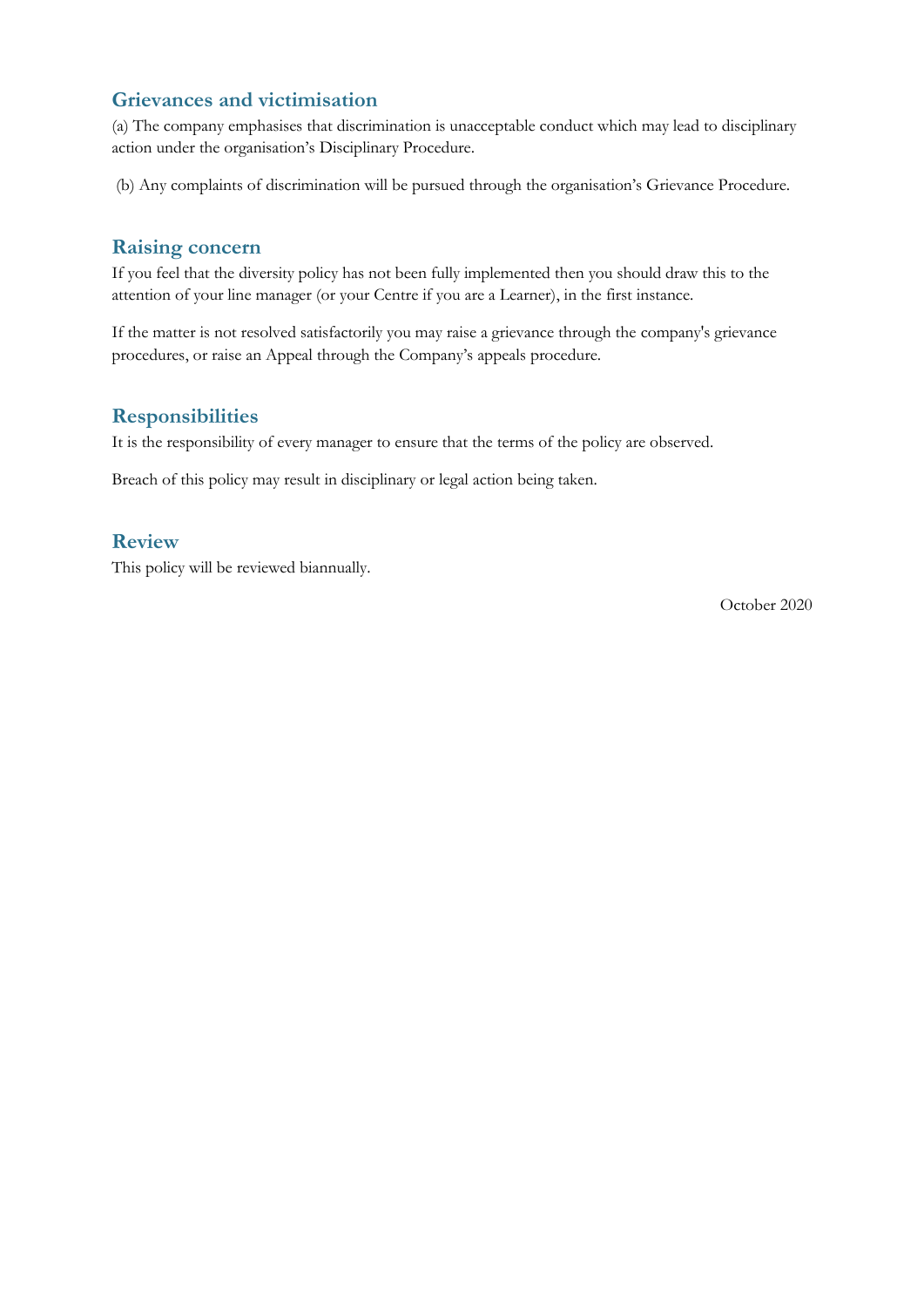## Grievances and victimisation

(a) The company emphasises that discrimination is unacceptable conduct which may lead to disciplinary action under the organisation's Disciplinary Procedure.

(b) Any complaints of discrimination will be pursued through the organisation's Grievance Procedure.

## Raising concern

If you feel that the diversity policy has not been fully implemented then you should draw this to the attention of your line manager (or your Centre if you are a Learner), in the first instance.

If the matter is not resolved satisfactorily you may raise a grievance through the company's grievance procedures, or raise an Appeal through the Company's appeals procedure.

## Responsibilities

It is the responsibility of every manager to ensure that the terms of the policy are observed.

Breach of this policy may result in disciplinary or legal action being taken.

## Review

This policy will be reviewed biannually.

October 2020